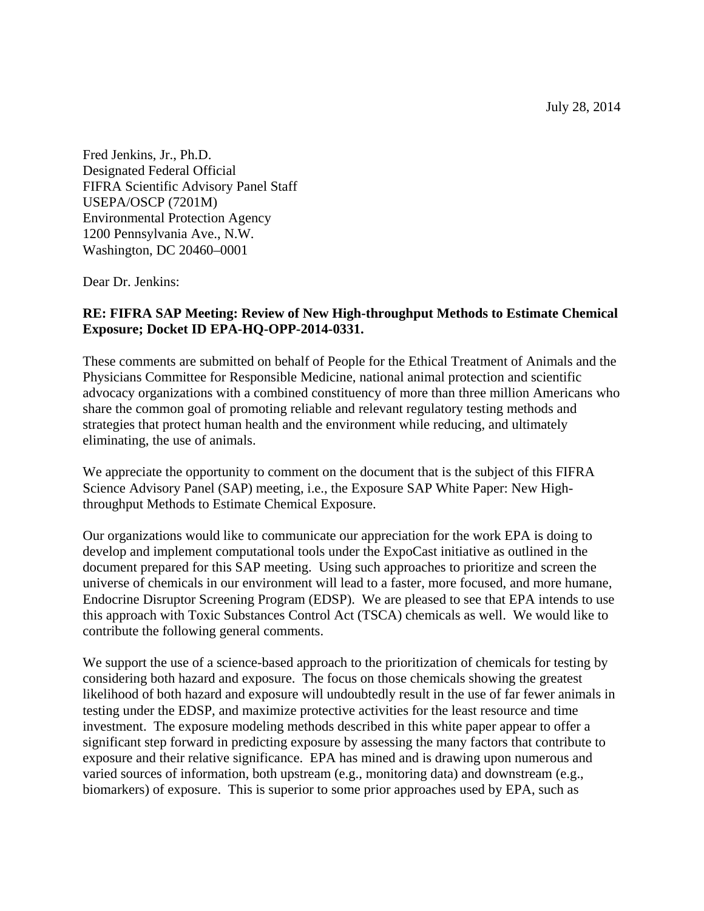July 28, 2014

Fred Jenkins, Jr., Ph.D.
Designated Federal Official
FIFRA Scientific Advisory Panel Staff
USEPA/OSCP (7201M)
Environmental Protection Agency
1200 Pennsylvania Ave., N.W.
Washington, DC 20460–0001

Dear Dr. Jenkins:

**RE: FIFRA SAP Meeting: Review of New High-throughput Methods to Estimate Chemical Exposure; Docket ID EPA-HQ-OPP-2014-0331.**

These comments are submitted on behalf of People for the Ethical Treatment of Animals and the Physicians Committee for Responsible Medicine, national animal protection and scientific advocacy organizations with a combined constituency of more than three million Americans who share the common goal of promoting reliable and relevant regulatory testing methods and strategies that protect human health and the environment while reducing, and ultimately eliminating, the use of animals.

We appreciate the opportunity to comment on the document that is the subject of this FIFRA Science Advisory Panel (SAP) meeting, i.e., the Exposure SAP White Paper: New High-throughput Methods to Estimate Chemical Exposure.

Our organizations would like to communicate our appreciation for the work EPA is doing to develop and implement computational tools under the ExpoCast initiative as outlined in the document prepared for this SAP meeting. Using such approaches to prioritize and screen the universe of chemicals in our environment will lead to a faster, more focused, and more humane, Endocrine Disruptor Screening Program (EDSP). We are pleased to see that EPA intends to use this approach with Toxic Substances Control Act (TSCA) chemicals as well. We would like to contribute the following general comments.

We support the use of a science-based approach to the prioritization of chemicals for testing by considering both hazard and exposure. The focus on those chemicals showing the greatest likelihood of both hazard and exposure will undoubtedly result in the use of far fewer animals in testing under the EDSP, and maximize protective activities for the least resource and time investment. The exposure modeling methods described in this white paper appear to offer a significant step forward in predicting exposure by assessing the many factors that contribute to exposure and their relative significance. EPA has mined and is drawing upon numerous and varied sources of information, both upstream (e.g., monitoring data) and downstream (e.g., biomarkers) of exposure. This is superior to some prior approaches used by EPA, such as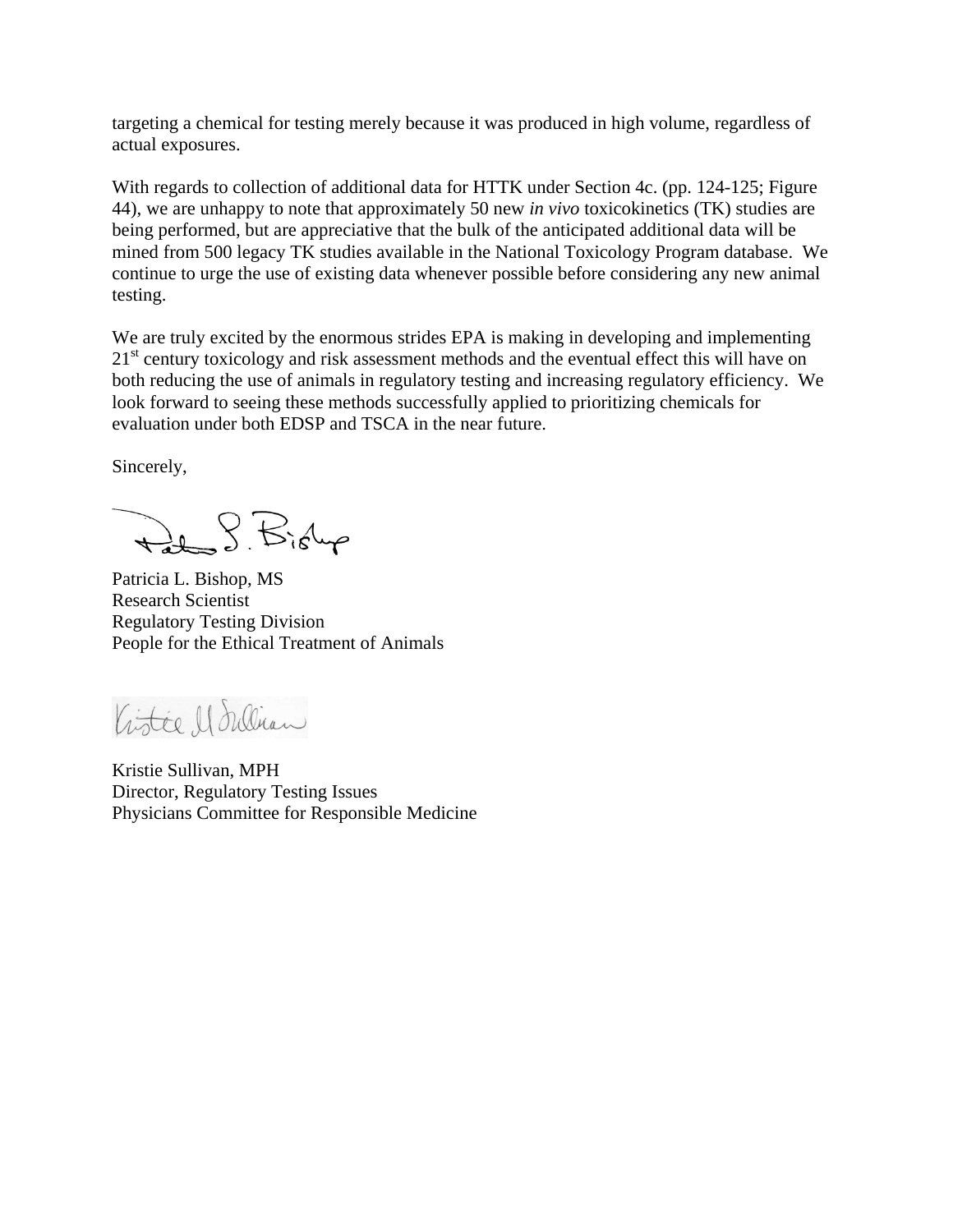targeting a chemical for testing merely because it was produced in high volume, regardless of actual exposures.

With regards to collection of additional data for HTTK under Section 4c. (pp. 124-125; Figure 44), we are unhappy to note that approximately 50 new *in vivo* toxicokinetics (TK) studies are being performed, but are appreciative that the bulk of the anticipated additional data will be mined from 500 legacy TK studies available in the National Toxicology Program database. We continue to urge the use of existing data whenever possible before considering any new animal testing.

We are truly excited by the enormous strides EPA is making in developing and implementing 21st century toxicology and risk assessment methods and the eventual effect this will have on both reducing the use of animals in regulatory testing and increasing regulatory efficiency. We look forward to seeing these methods successfully applied to prioritizing chemicals for evaluation under both EDSP and TSCA in the near future.

Sincerely,

Patricia L. Bishop, MS
Research Scientist
Regulatory Testing Division
People for the Ethical Treatment of Animals

Kristie Sullivan, MPH
Director, Regulatory Testing Issues
Physicians Committee for Responsible Medicine